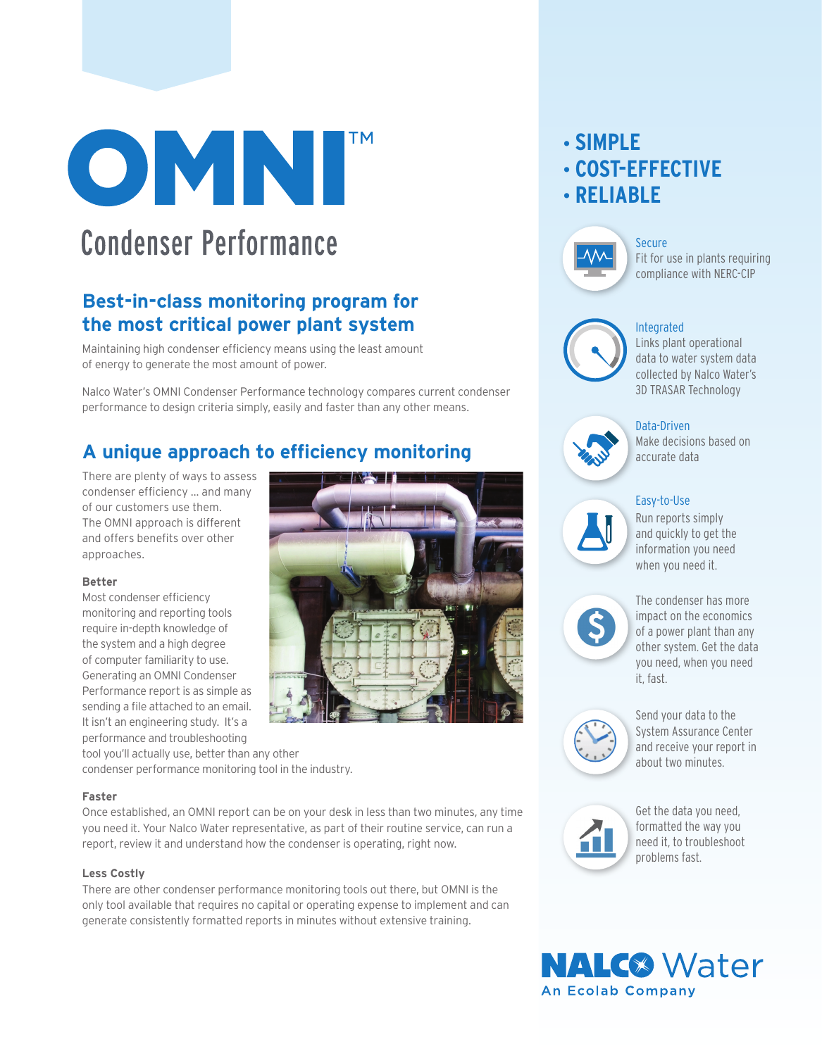# OMNI™

## Condenser Performance

## Best-in-class monitoring program for the most critical power plant system

Maintaining high condenser efficiency means using the least amount of energy to generate the most amount of power.

Nalco Water's OMNI Condenser Performance technology compares current condenser performance to design criteria simply, easily and faster than any other means.

## A unique approach to efficiency monitoring

There are plenty of ways to assess condenser efficiency ... and many of our customers use them. The OMNI approach is different and offers benefits over other approaches.

**Better**

Most condenser efficiency monitoring and reporting tools require in-depth knowledge of the system and a high degree of computer familiarity to use. Generating an OMNI Condenser Performance report is as simple as sending a file attached to an email. It isn't an engineering study. It's a performance and troubleshooting tool you'll actually use, better than any other condenser performance monitoring tool in the industry.

**Faster**

Once established, an OMNI report can be on your desk in less than two minutes, any time you need it. Your Nalco Water representative, as part of their routine service, can run a report, review it and understand how the condenser is operating, right now.

**Less Costly**

There are other condenser performance monitoring tools out there, but OMNI is the only tool available that requires no capital or operating expense to implement and can generate consistently formatted reports in minutes without extensive training.

- **SIMPLE**
- **COST-EFFECTIVE**
- **RELIABLE**

**Secure**
Fit for use in plants requiring compliance with NERC-CIP

**Integrated**
Links plant operational data to water system data collected by Nalco Water's 3D TRASAR Technology

**Data-Driven**
Make decisions based on accurate data

**Easy-to-Use**
Run reports simply and quickly to get the information you need when you need it.

The condenser has more impact on the economics of a power plant than any other system. Get the data you need, when you need it, fast.

Send your data to the System Assurance Center and receive your report in about two minutes.

Get the data you need, formatted the way you need it, to troubleshoot problems fast.

NALCO Water
An Ecolab Company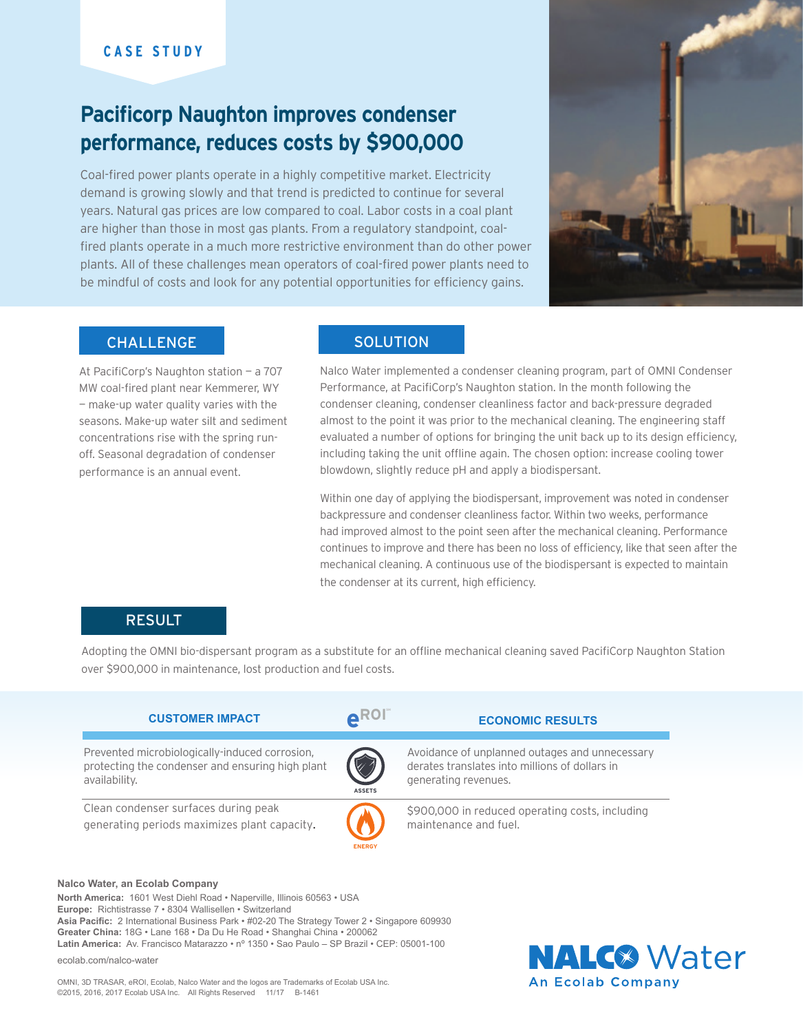CASE STUDY

# Pacificorp Naughton improves condenser performance, reduces costs by $900,000

Coal-fired power plants operate in a highly competitive market. Electricity demand is growing slowly and that trend is predicted to continue for several years. Natural gas prices are low compared to coal. Labor costs in a coal plant are higher than those in most gas plants. From a regulatory standpoint, coal-fired plants operate in a much more restrictive environment than do other power plants. All of these challenges mean operators of coal-fired power plants need to be mindful of costs and look for any potential opportunities for efficiency gains.

## CHALLENGE

At PacifiCorp's Naughton station – a 707 MW coal-fired plant near Kemmerer, WY – make-up water quality varies with the seasons. Make-up water silt and sediment concentrations rise with the spring run-off. Seasonal degradation of condenser performance is an annual event.

## SOLUTION

Nalco Water implemented a condenser cleaning program, part of OMNI Condenser Performance, at PacifiCorp's Naughton station. In the month following the condenser cleaning, condenser cleanliness factor and back-pressure degraded almost to the point it was prior to the mechanical cleaning. The engineering staff evaluated a number of options for bringing the unit back up to its design efficiency, including taking the unit offline again. The chosen option: increase cooling tower blowdown, slightly reduce pH and apply a biodispersant.

Within one day of applying the biodispersant, improvement was noted in condenser backpressure and condenser cleanliness factor. Within two weeks, performance had improved almost to the point seen after the mechanical cleaning. Performance continues to improve and there has been no loss of efficiency, like that seen after the mechanical cleaning. A continuous use of the biodispersant is expected to maintain the condenser at its current, high efficiency.

## RESULT

Adopting the OMNI bio-dispersant program as a substitute for an offline mechanical cleaning saved PacifiCorp Naughton Station over $900,000 in maintenance, lost production and fuel costs.

| CUSTOMER IMPACT | eROI | ECONOMIC RESULTS |
|---|---|---|
| Prevented microbiologically-induced corrosion, protecting the condenser and ensuring high plant availability. | ASSETS | Avoidance of unplanned outages and unnecessary derates translates into millions of dollars in generating revenues. |
| Clean condenser surfaces during peak generating periods maximizes plant capacity. | ENERGY | $900,000 in reduced operating costs, including maintenance and fuel. |

**Nalco Water, an Ecolab Company**
**North America:** 1601 West Diehl Road • Naperville, Illinois 60563 • USA
**Europe:** Richtistrasse 7 • 8304 Wallisellen • Switzerland
**Asia Pacific:** 2 International Business Park • #02-20 The Strategy Tower 2 • Singapore 609930
**Greater China:** 18G • Lane 168 • Da Du He Road • Shanghai China • 200062
**Latin America:** Av. Francisco Matarazzo • nº 1350 • Sao Paulo – SP Brazil • CEP: 05001-100

ecolab.com/nalco-water

OMNI, 3D TRASAR, eROI, Ecolab, Nalco Water and the logos are Trademarks of Ecolab USA Inc.
©2015, 2016, 2017 Ecolab USA Inc. All Rights Reserved 11/17 B-1461

NALCO Water
An Ecolab Company